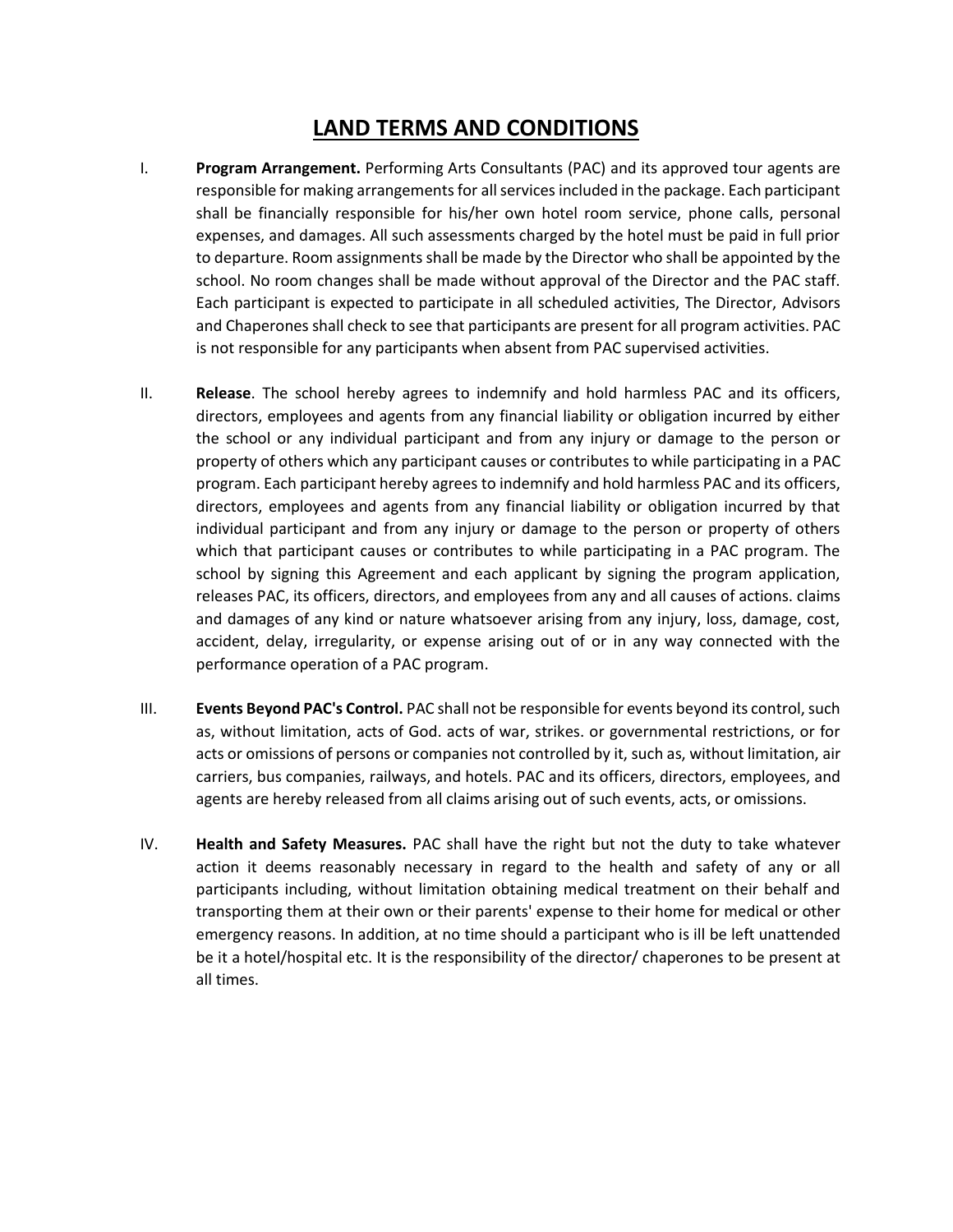# LAND TERMS AND CONDITIONS

I. **Program Arrangement.** Performing Arts Consultants (PAC) and its approved tour agents are responsible for making arrangements for all services included in the package. Each participant shall be financially responsible for his/her own hotel room service, phone calls, personal expenses, and damages. All such assessments charged by the hotel must be paid in full prior to departure. Room assignments shall be made by the Director who shall be appointed by the school. No room changes shall be made without approval of the Director and the PAC staff. Each participant is expected to participate in all scheduled activities, The Director, Advisors and Chaperones shall check to see that participants are present for all program activities. PAC is not responsible for any participants when absent from PAC supervised activities.

II. **Release**. The school hereby agrees to indemnify and hold harmless PAC and its officers, directors, employees and agents from any financial liability or obligation incurred by either the school or any individual participant and from any injury or damage to the person or property of others which any participant causes or contributes to while participating in a PAC program. Each participant hereby agrees to indemnify and hold harmless PAC and its officers, directors, employees and agents from any financial liability or obligation incurred by that individual participant and from any injury or damage to the person or property of others which that participant causes or contributes to while participating in a PAC program. The school by signing this Agreement and each applicant by signing the program application, releases PAC, its officers, directors, and employees from any and all causes of actions. claims and damages of any kind or nature whatsoever arising from any injury, loss, damage, cost, accident, delay, irregularity, or expense arising out of or in any way connected with the performance operation of a PAC program.

III. **Events Beyond PAC's Control.** PAC shall not be responsible for events beyond its control, such as, without limitation, acts of God. acts of war, strikes. or governmental restrictions, or for acts or omissions of persons or companies not controlled by it, such as, without limitation, air carriers, bus companies, railways, and hotels. PAC and its officers, directors, employees, and agents are hereby released from all claims arising out of such events, acts, or omissions.

IV. **Health and Safety Measures.** PAC shall have the right but not the duty to take whatever action it deems reasonably necessary in regard to the health and safety of any or all participants including, without limitation obtaining medical treatment on their behalf and transporting them at their own or their parents' expense to their home for medical or other emergency reasons. In addition, at no time should a participant who is ill be left unattended be it a hotel/hospital etc. It is the responsibility of the director/ chaperones to be present at all times.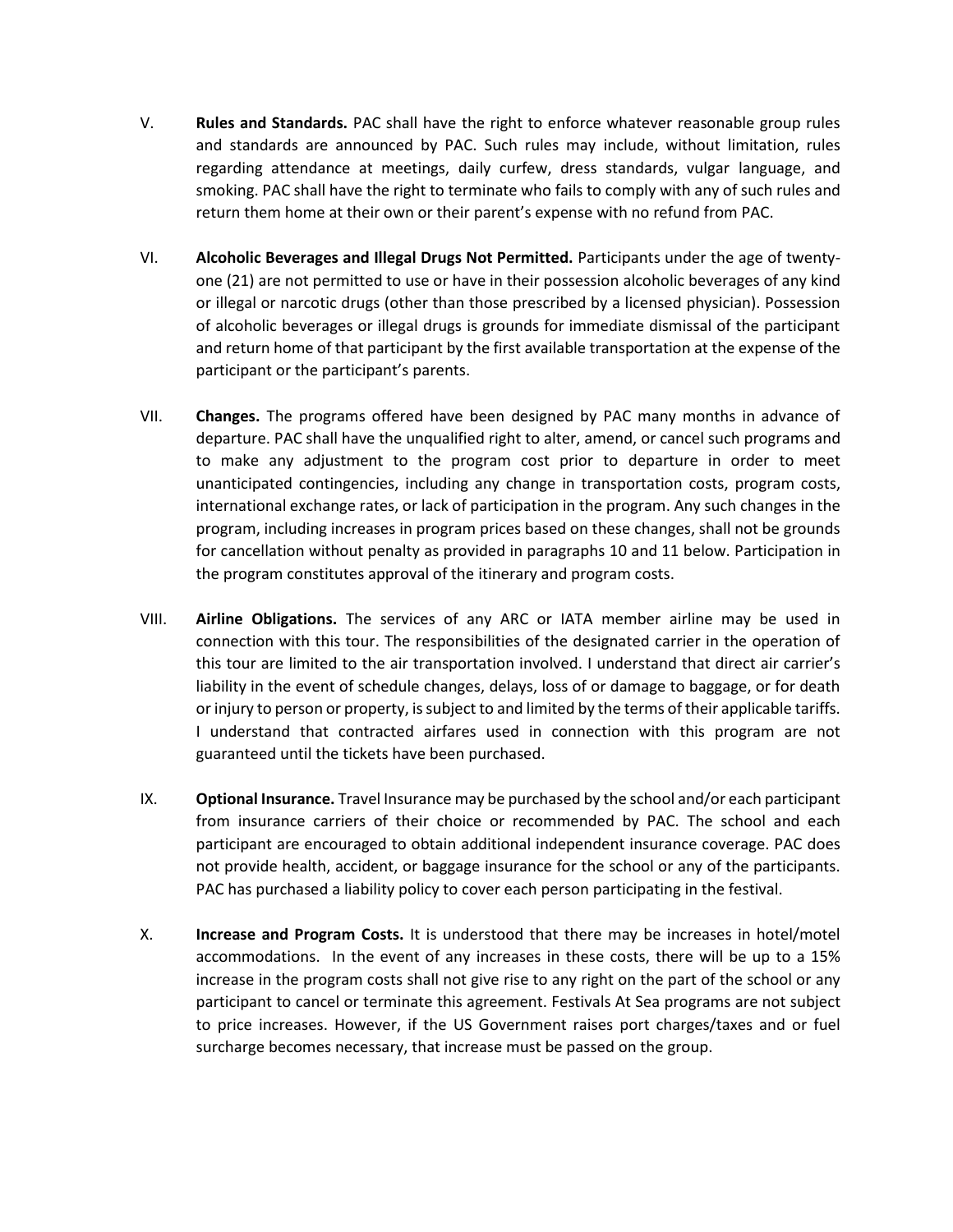V. **Rules and Standards.** PAC shall have the right to enforce whatever reasonable group rules and standards are announced by PAC. Such rules may include, without limitation, rules regarding attendance at meetings, daily curfew, dress standards, vulgar language, and smoking. PAC shall have the right to terminate who fails to comply with any of such rules and return them home at their own or their parent's expense with no refund from PAC.

VI. **Alcoholic Beverages and Illegal Drugs Not Permitted.** Participants under the age of twenty-one (21) are not permitted to use or have in their possession alcoholic beverages of any kind or illegal or narcotic drugs (other than those prescribed by a licensed physician). Possession of alcoholic beverages or illegal drugs is grounds for immediate dismissal of the participant and return home of that participant by the first available transportation at the expense of the participant or the participant's parents.

VII. **Changes.** The programs offered have been designed by PAC many months in advance of departure. PAC shall have the unqualified right to alter, amend, or cancel such programs and to make any adjustment to the program cost prior to departure in order to meet unanticipated contingencies, including any change in transportation costs, program costs, international exchange rates, or lack of participation in the program. Any such changes in the program, including increases in program prices based on these changes, shall not be grounds for cancellation without penalty as provided in paragraphs 10 and 11 below. Participation in the program constitutes approval of the itinerary and program costs.

VIII. **Airline Obligations.** The services of any ARC or IATA member airline may be used in connection with this tour. The responsibilities of the designated carrier in the operation of this tour are limited to the air transportation involved. I understand that direct air carrier's liability in the event of schedule changes, delays, loss of or damage to baggage, or for death or injury to person or property, is subject to and limited by the terms of their applicable tariffs. I understand that contracted airfares used in connection with this program are not guaranteed until the tickets have been purchased.

IX. **Optional Insurance.** Travel Insurance may be purchased by the school and/or each participant from insurance carriers of their choice or recommended by PAC. The school and each participant are encouraged to obtain additional independent insurance coverage. PAC does not provide health, accident, or baggage insurance for the school or any of the participants. PAC has purchased a liability policy to cover each person participating in the festival.

X. **Increase and Program Costs.** It is understood that there may be increases in hotel/motel accommodations. In the event of any increases in these costs, there will be up to a 15% increase in the program costs shall not give rise to any right on the part of the school or any participant to cancel or terminate this agreement. Festivals At Sea programs are not subject to price increases. However, if the US Government raises port charges/taxes and or fuel surcharge becomes necessary, that increase must be passed on the group.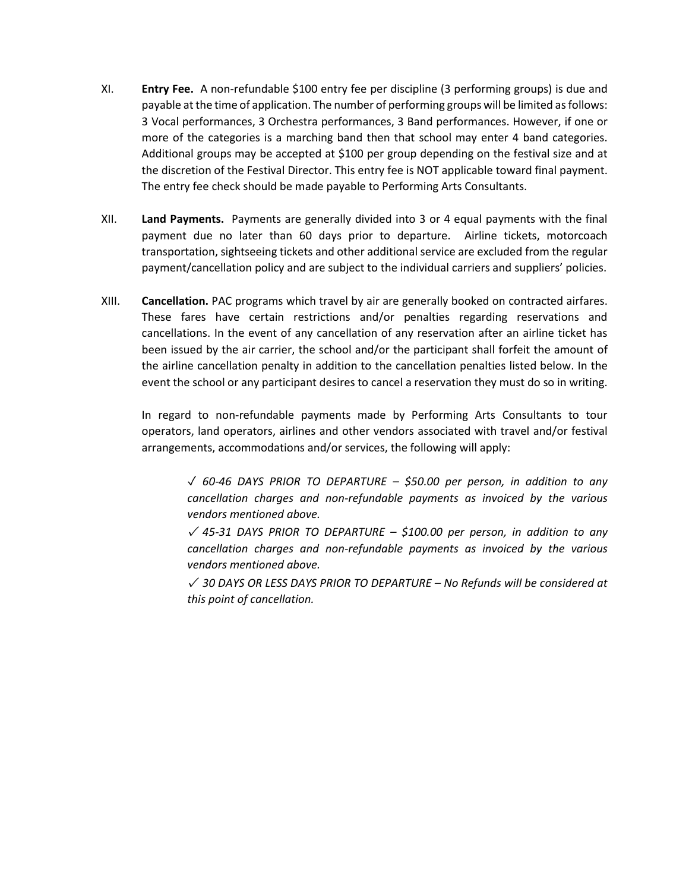XI. **Entry Fee.** A non-refundable $100 entry fee per discipline (3 performing groups) is due and payable at the time of application. The number of performing groups will be limited as follows: 3 Vocal performances, 3 Orchestra performances, 3 Band performances. However, if one or more of the categories is a marching band then that school may enter 4 band categories. Additional groups may be accepted at $100 per group depending on the festival size and at the discretion of the Festival Director. This entry fee is NOT applicable toward final payment. The entry fee check should be made payable to Performing Arts Consultants.

XII. **Land Payments.** Payments are generally divided into 3 or 4 equal payments with the final payment due no later than 60 days prior to departure. Airline tickets, motorcoach transportation, sightseeing tickets and other additional service are excluded from the regular payment/cancellation policy and are subject to the individual carriers and suppliers' policies.

XIII. **Cancellation.** PAC programs which travel by air are generally booked on contracted airfares. These fares have certain restrictions and/or penalties regarding reservations and cancellations. In the event of any cancellation of any reservation after an airline ticket has been issued by the air carrier, the school and/or the participant shall forfeit the amount of the airline cancellation penalty in addition to the cancellation penalties listed below. In the event the school or any participant desires to cancel a reservation they must do so in writing.

In regard to non-refundable payments made by Performing Arts Consultants to tour operators, land operators, airlines and other vendors associated with travel and/or festival arrangements, accommodations and/or services, the following will apply:

✓ *60-46 DAYS PRIOR TO DEPARTURE – $50.00 per person, in addition to any cancellation charges and non-refundable payments as invoiced by the various vendors mentioned above.*

✓ *45-31 DAYS PRIOR TO DEPARTURE – $100.00 per person, in addition to any cancellation charges and non-refundable payments as invoiced by the various vendors mentioned above.*

✓ *30 DAYS OR LESS DAYS PRIOR TO DEPARTURE – No Refunds will be considered at this point of cancellation.*